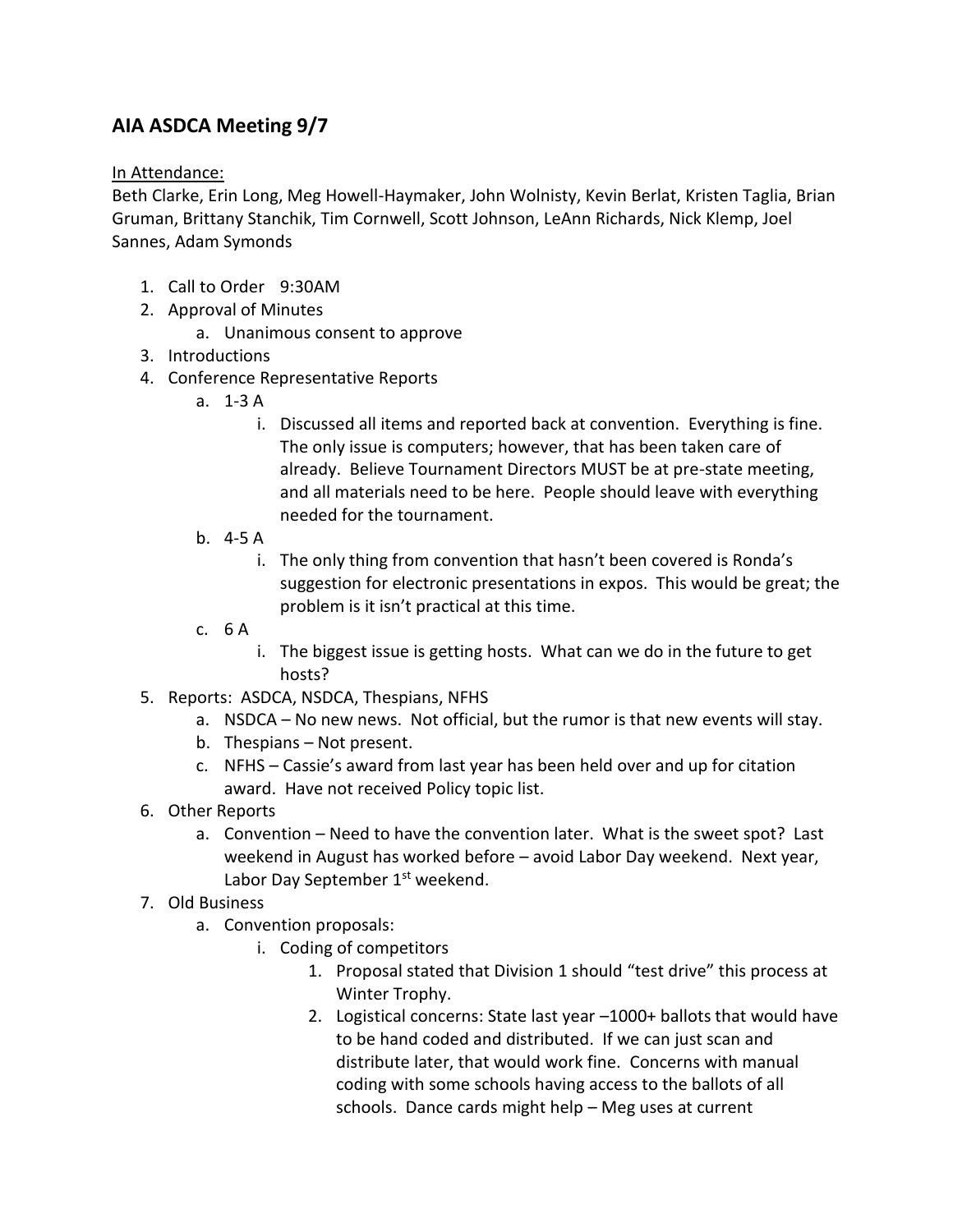## AIA ASDCA Meeting 9/7

In Attendance:

Beth Clarke, Erin Long, Meg Howell-Haymaker, John Wolnisty, Kevin Berlat, Kristen Taglia, Brian Gruman, Brittany Stanchik, Tim Cornwell, Scott Johnson, LeAnn Richards, Nick Klemp, Joel Sannes, Adam Symonds

1. Call to Order 9:30AM
2. Approval of Minutes
    a. Unanimous consent to approve
3. Introductions
4. Conference Representative Reports
    a. 1-3 A
        i. Discussed all items and reported back at convention. Everything is fine. The only issue is computers; however, that has been taken care of already. Believe Tournament Directors MUST be at pre-state meeting, and all materials need to be here. People should leave with everything needed for the tournament.
    b. 4-5 A
        i. The only thing from convention that hasn't been covered is Ronda's suggestion for electronic presentations in expos. This would be great; the problem is it isn't practical at this time.
    c. 6 A
        i. The biggest issue is getting hosts. What can we do in the future to get hosts?
5. Reports: ASDCA, NSDCA, Thespians, NFHS
    a. NSDCA – No new news. Not official, but the rumor is that new events will stay.
    b. Thespians – Not present.
    c. NFHS – Cassie's award from last year has been held over and up for citation award. Have not received Policy topic list.
6. Other Reports
    a. Convention – Need to have the convention later. What is the sweet spot? Last weekend in August has worked before – avoid Labor Day weekend. Next year, Labor Day September 1st weekend.
7. Old Business
    a. Convention proposals:
        i. Coding of competitors
            1. Proposal stated that Division 1 should "test drive" this process at Winter Trophy.
            2. Logistical concerns: State last year –1000+ ballots that would have to be hand coded and distributed. If we can just scan and distribute later, that would work fine. Concerns with manual coding with some schools having access to the ballots of all schools. Dance cards might help – Meg uses at current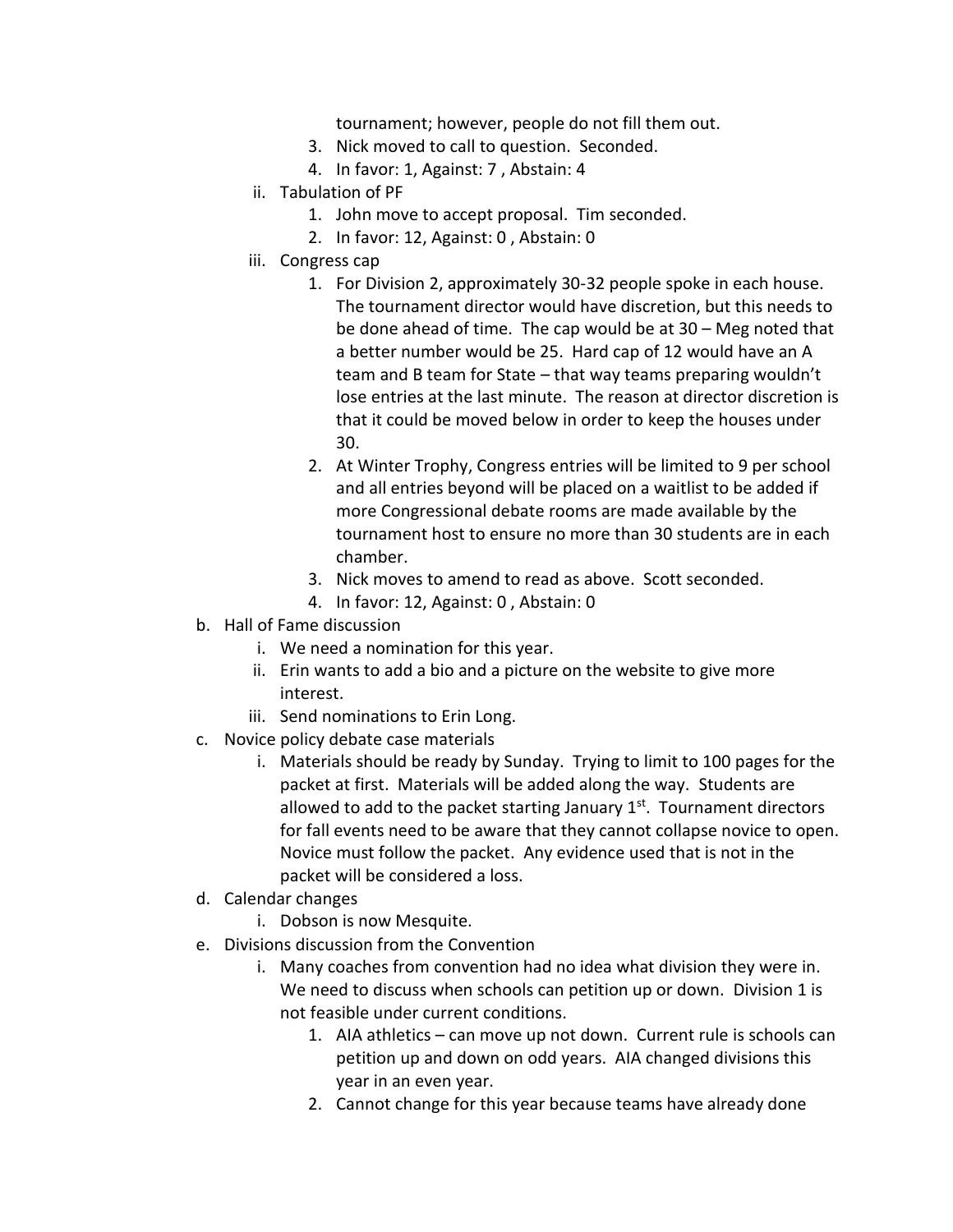tournament; however, people do not fill them out.

3. Nick moved to call to question. Seconded.
4. In favor: 1, Against: 7 , Abstain: 4

ii. Tabulation of PF
   1. John move to accept proposal. Tim seconded.
   2. In favor: 12, Against: 0 , Abstain: 0

iii. Congress cap
   1. For Division 2, approximately 30-32 people spoke in each house. The tournament director would have discretion, but this needs to be done ahead of time. The cap would be at 30 – Meg noted that a better number would be 25. Hard cap of 12 would have an A team and B team for State – that way teams preparing wouldn't lose entries at the last minute. The reason at director discretion is that it could be moved below in order to keep the houses under 30.
   2. At Winter Trophy, Congress entries will be limited to 9 per school and all entries beyond will be placed on a waitlist to be added if more Congressional debate rooms are made available by the tournament host to ensure no more than 30 students are in each chamber.
   3. Nick moves to amend to read as above. Scott seconded.
   4. In favor: 12, Against: 0 , Abstain: 0

b. Hall of Fame discussion
   i. We need a nomination for this year.
   ii. Erin wants to add a bio and a picture on the website to give more interest.
   iii. Send nominations to Erin Long.

c. Novice policy debate case materials
   i. Materials should be ready by Sunday. Trying to limit to 100 pages for the packet at first. Materials will be added along the way. Students are allowed to add to the packet starting January 1st. Tournament directors for fall events need to be aware that they cannot collapse novice to open. Novice must follow the packet. Any evidence used that is not in the packet will be considered a loss.

d. Calendar changes
   i. Dobson is now Mesquite.

e. Divisions discussion from the Convention
   i. Many coaches from convention had no idea what division they were in. We need to discuss when schools can petition up or down. Division 1 is not feasible under current conditions.
      1. AIA athletics – can move up not down. Current rule is schools can petition up and down on odd years. AIA changed divisions this year in an even year.
      2. Cannot change for this year because teams have already done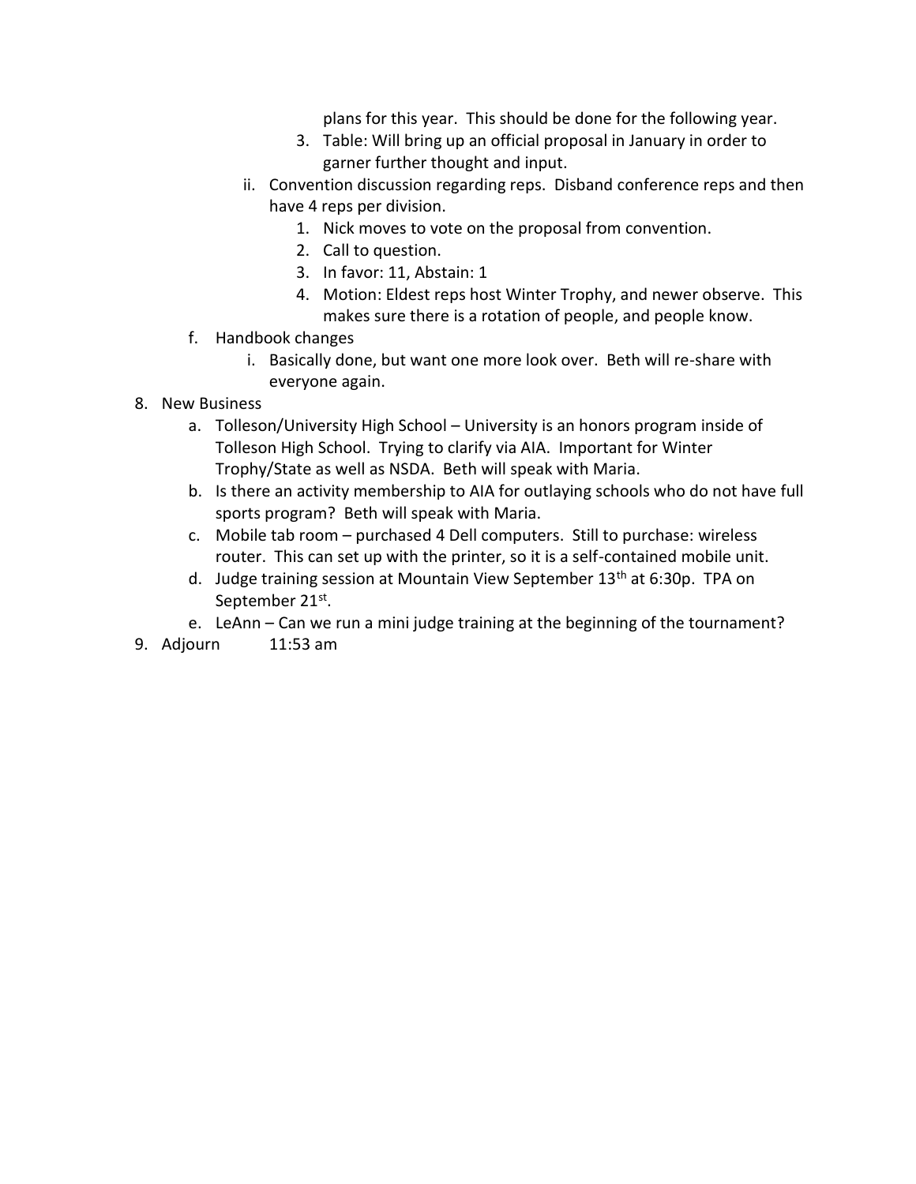plans for this year. This should be done for the following year.

    3. Table: Will bring up an official proposal in January in order to garner further thought and input.

   ii. Convention discussion regarding reps. Disband conference reps and then have 4 reps per division.
    1. Nick moves to vote on the proposal from convention.
    2. Call to question.
    3. In favor: 11, Abstain: 1
    4. Motion: Eldest reps host Winter Trophy, and newer observe. This makes sure there is a rotation of people, and people know.

 f. Handbook changes
   i. Basically done, but want one more look over. Beth will re-share with everyone again.

8. New Business
   a. Tolleson/University High School – University is an honors program inside of Tolleson High School. Trying to clarify via AIA. Important for Winter Trophy/State as well as NSDA. Beth will speak with Maria.
   b. Is there an activity membership to AIA for outlaying schools who do not have full sports program? Beth will speak with Maria.
   c. Mobile tab room – purchased 4 Dell computers. Still to purchase: wireless router. This can set up with the printer, so it is a self-contained mobile unit.
   d. Judge training session at Mountain View September 13th at 6:30p. TPA on September 21st.
   e. LeAnn – Can we run a mini judge training at the beginning of the tournament?
9. Adjourn 11:53 am